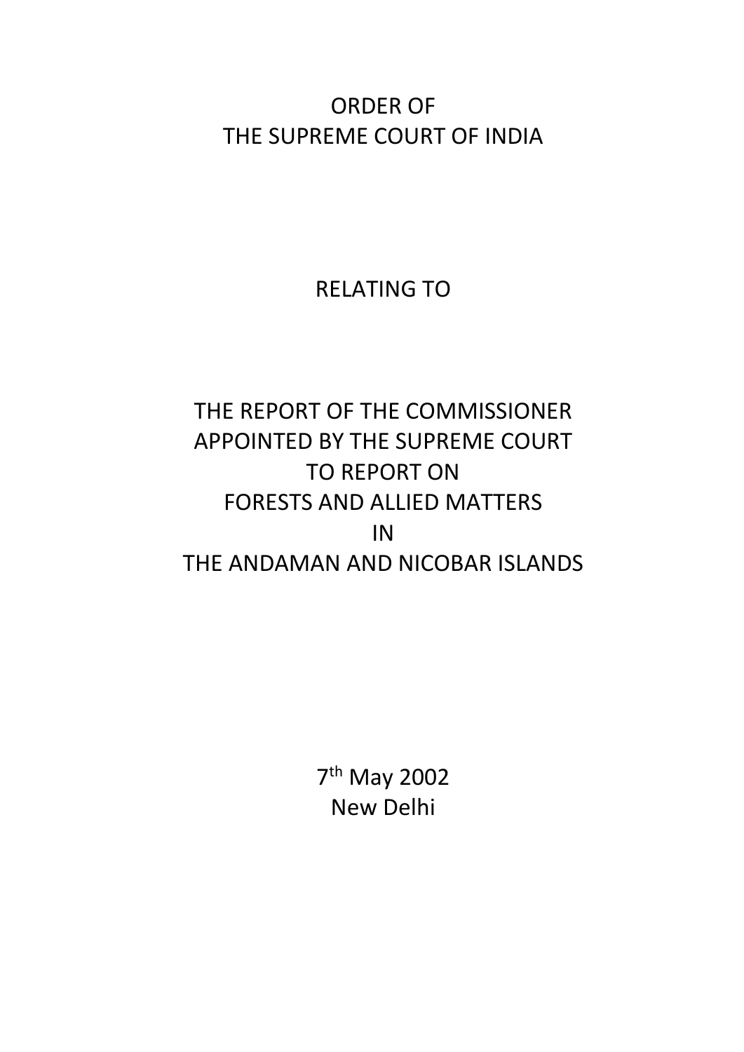# ORDER OF THE SUPREME COURT OF INDIA

RELATING TO

## THE REPORT OF THE COMMISSIONER APPOINTED BY THE SUPREME COURT TO REPORT ON FORESTS AND ALLIED MATTERS IN THE ANDAMAN AND NICOBAR ISLANDS

7th May 2002
New Delhi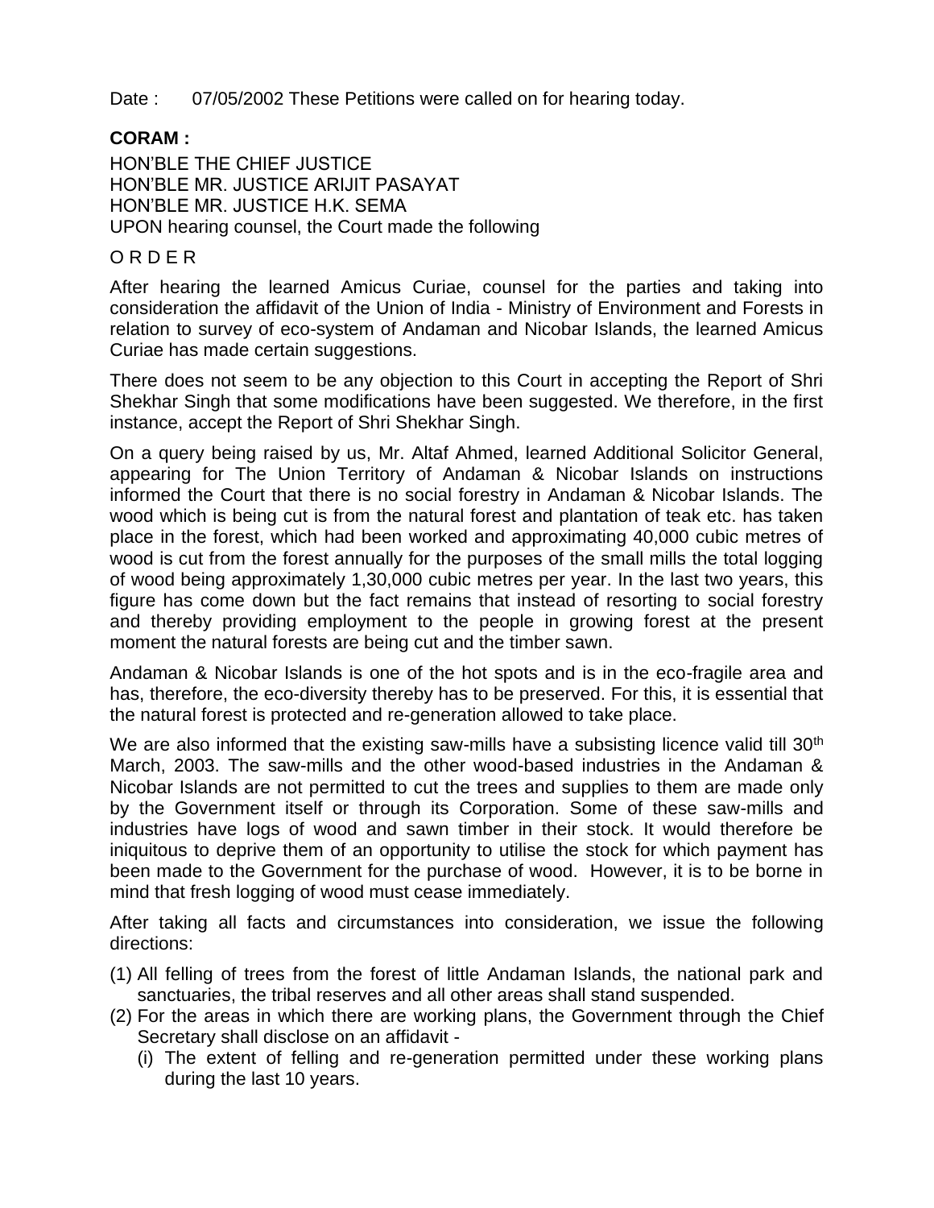Date : 07/05/2002 These Petitions were called on for hearing today.

**CORAM :**

HON'BLE THE CHIEF JUSTICE
HON'BLE MR. JUSTICE ARIJIT PASAYAT
HON'BLE MR. JUSTICE H.K. SEMA
UPON hearing counsel, the Court made the following

O R D E R

After hearing the learned Amicus Curiae, counsel for the parties and taking into consideration the affidavit of the Union of India - Ministry of Environment and Forests in relation to survey of eco-system of Andaman and Nicobar Islands, the learned Amicus Curiae has made certain suggestions.

There does not seem to be any objection to this Court in accepting the Report of Shri Shekhar Singh that some modifications have been suggested. We therefore, in the first instance, accept the Report of Shri Shekhar Singh.

On a query being raised by us, Mr. Altaf Ahmed, learned Additional Solicitor General, appearing for The Union Territory of Andaman & Nicobar Islands on instructions informed the Court that there is no social forestry in Andaman & Nicobar Islands. The wood which is being cut is from the natural forest and plantation of teak etc. has taken place in the forest, which had been worked and approximating 40,000 cubic metres of wood is cut from the forest annually for the purposes of the small mills the total logging of wood being approximately 1,30,000 cubic metres per year. In the last two years, this figure has come down but the fact remains that instead of resorting to social forestry and thereby providing employment to the people in growing forest at the present moment the natural forests are being cut and the timber sawn.

Andaman & Nicobar Islands is one of the hot spots and is in the eco-fragile area and has, therefore, the eco-diversity thereby has to be preserved. For this, it is essential that the natural forest is protected and re-generation allowed to take place.

We are also informed that the existing saw-mills have a subsisting licence valid till 30th March, 2003. The saw-mills and the other wood-based industries in the Andaman & Nicobar Islands are not permitted to cut the trees and supplies to them are made only by the Government itself or through its Corporation. Some of these saw-mills and industries have logs of wood and sawn timber in their stock. It would therefore be iniquitous to deprive them of an opportunity to utilise the stock for which payment has been made to the Government for the purchase of wood. However, it is to be borne in mind that fresh logging of wood must cease immediately.

After taking all facts and circumstances into consideration, we issue the following directions:

(1) All felling of trees from the forest of little Andaman Islands, the national park and sanctuaries, the tribal reserves and all other areas shall stand suspended.

(2) For the areas in which there are working plans, the Government through the Chief Secretary shall disclose on an affidavit -

    (i) The extent of felling and re-generation permitted under these working plans during the last 10 years.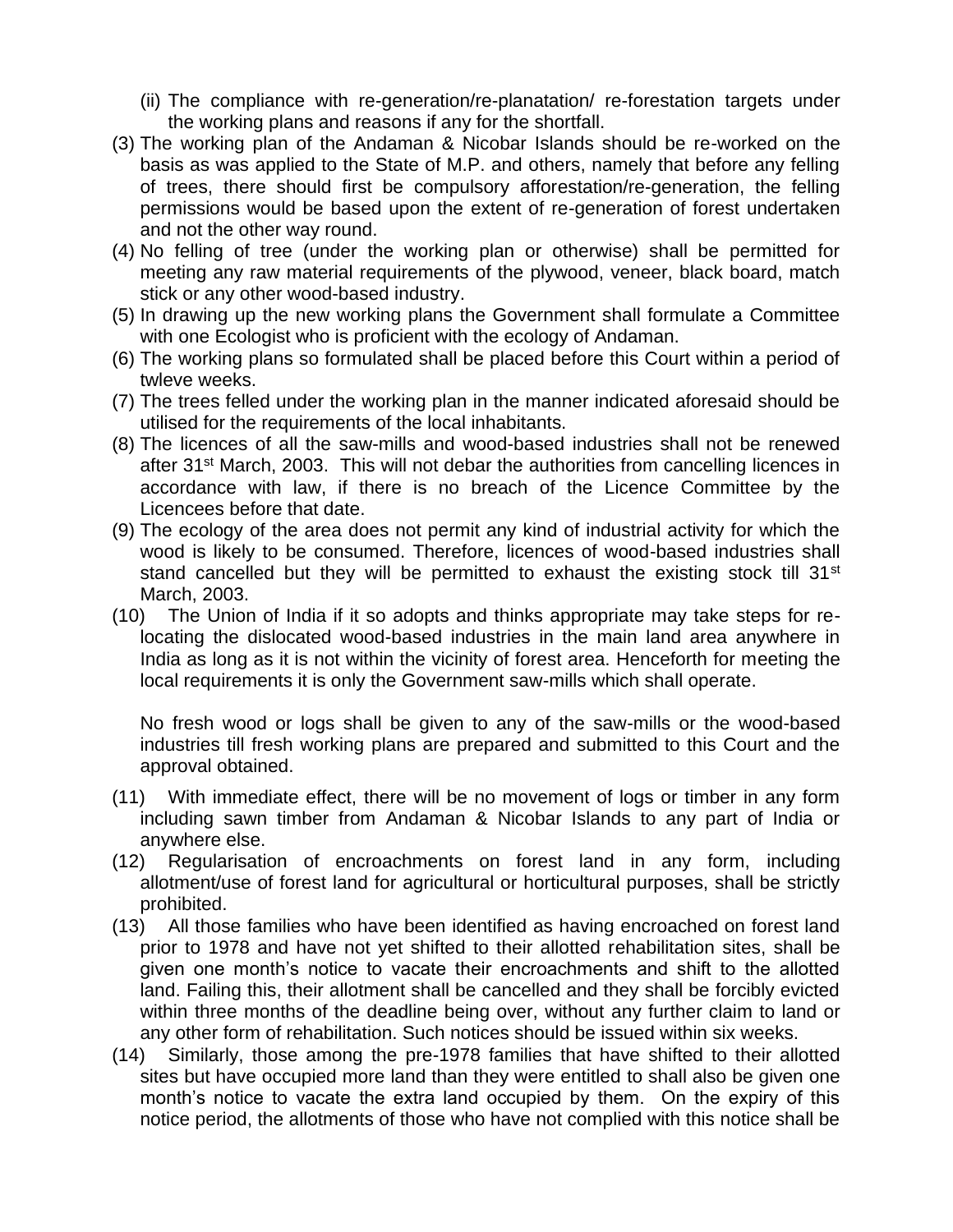(ii) The compliance with re-generation/re-planatation/ re-forestation targets under the working plans and reasons if any for the shortfall.

(3) The working plan of the Andaman & Nicobar Islands should be re-worked on the basis as was applied to the State of M.P. and others, namely that before any felling of trees, there should first be compulsory afforestation/re-generation, the felling permissions would be based upon the extent of re-generation of forest undertaken and not the other way round.

(4) No felling of tree (under the working plan or otherwise) shall be permitted for meeting any raw material requirements of the plywood, veneer, black board, match stick or any other wood-based industry.

(5) In drawing up the new working plans the Government shall formulate a Committee with one Ecologist who is proficient with the ecology of Andaman.

(6) The working plans so formulated shall be placed before this Court within a period of twleve weeks.

(7) The trees felled under the working plan in the manner indicated aforesaid should be utilised for the requirements of the local inhabitants.

(8) The licences of all the saw-mills and wood-based industries shall not be renewed after 31st March, 2003. This will not debar the authorities from cancelling licences in accordance with law, if there is no breach of the Licence Committee by the Licencees before that date.

(9) The ecology of the area does not permit any kind of industrial activity for which the wood is likely to be consumed. Therefore, licences of wood-based industries shall stand cancelled but they will be permitted to exhaust the existing stock till 31st March, 2003.

(10) The Union of India if it so adopts and thinks appropriate may take steps for re-locating the dislocated wood-based industries in the main land area anywhere in India as long as it is not within the vicinity of forest area. Henceforth for meeting the local requirements it is only the Government saw-mills which shall operate.

No fresh wood or logs shall be given to any of the saw-mills or the wood-based industries till fresh working plans are prepared and submitted to this Court and the approval obtained.

(11) With immediate effect, there will be no movement of logs or timber in any form including sawn timber from Andaman & Nicobar Islands to any part of India or anywhere else.

(12) Regularisation of encroachments on forest land in any form, including allotment/use of forest land for agricultural or horticultural purposes, shall be strictly prohibited.

(13) All those families who have been identified as having encroached on forest land prior to 1978 and have not yet shifted to their allotted rehabilitation sites, shall be given one month's notice to vacate their encroachments and shift to the allotted land. Failing this, their allotment shall be cancelled and they shall be forcibly evicted within three months of the deadline being over, without any further claim to land or any other form of rehabilitation. Such notices should be issued within six weeks.

(14) Similarly, those among the pre-1978 families that have shifted to their allotted sites but have occupied more land than they were entitled to shall also be given one month's notice to vacate the extra land occupied by them. On the expiry of this notice period, the allotments of those who have not complied with this notice shall be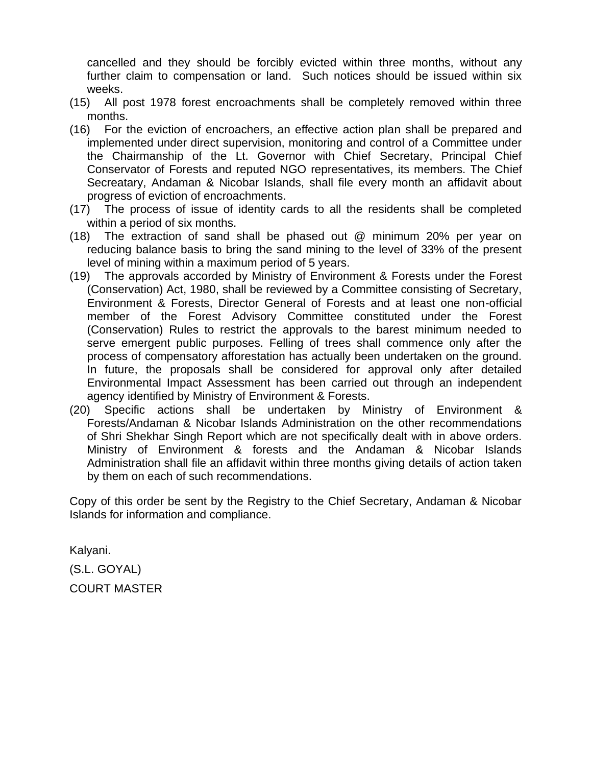cancelled and they should be forcibly evicted within three months, without any further claim to compensation or land. Such notices should be issued within six weeks.

(15) All post 1978 forest encroachments shall be completely removed within three months.

(16) For the eviction of encroachers, an effective action plan shall be prepared and implemented under direct supervision, monitoring and control of a Committee under the Chairmanship of the Lt. Governor with Chief Secretary, Principal Chief Conservator of Forests and reputed NGO representatives, its members. The Chief Secreatary, Andaman & Nicobar Islands, shall file every month an affidavit about progress of eviction of encroachments.

(17) The process of issue of identity cards to all the residents shall be completed within a period of six months.

(18) The extraction of sand shall be phased out @ minimum 20% per year on reducing balance basis to bring the sand mining to the level of 33% of the present level of mining within a maximum period of 5 years.

(19) The approvals accorded by Ministry of Environment & Forests under the Forest (Conservation) Act, 1980, shall be reviewed by a Committee consisting of Secretary, Environment & Forests, Director General of Forests and at least one non-official member of the Forest Advisory Committee constituted under the Forest (Conservation) Rules to restrict the approvals to the barest minimum needed to serve emergent public purposes. Felling of trees shall commence only after the process of compensatory afforestation has actually been undertaken on the ground. In future, the proposals shall be considered for approval only after detailed Environmental Impact Assessment has been carried out through an independent agency identified by Ministry of Environment & Forests.

(20) Specific actions shall be undertaken by Ministry of Environment & Forests/Andaman & Nicobar Islands Administration on the other recommendations of Shri Shekhar Singh Report which are not specifically dealt with in above orders. Ministry of Environment & forests and the Andaman & Nicobar Islands Administration shall file an affidavit within three months giving details of action taken by them on each of such recommendations.

Copy of this order be sent by the Registry to the Chief Secretary, Andaman & Nicobar Islands for information and compliance.

Kalyani.

(S.L. GOYAL)

COURT MASTER